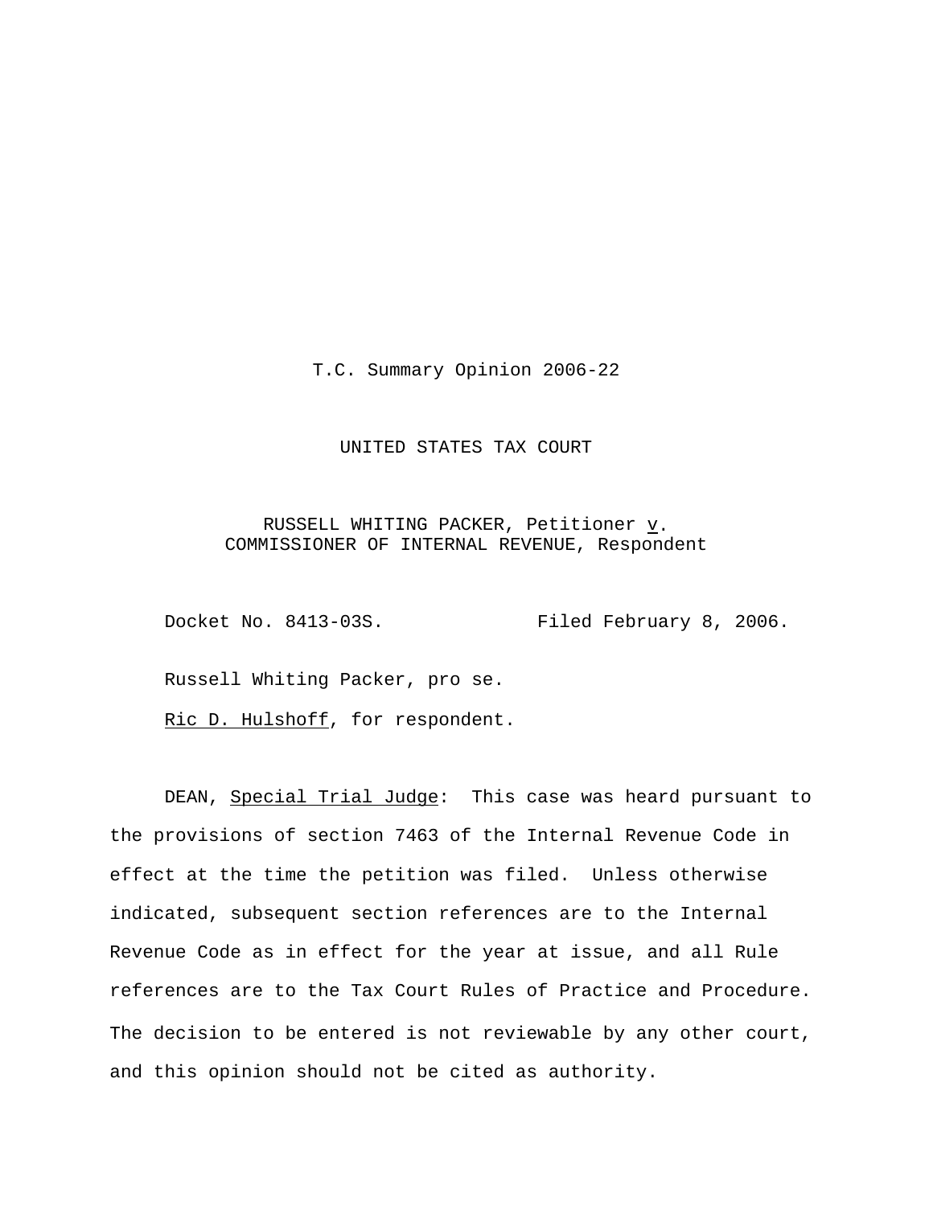T.C. Summary Opinion 2006-22

UNITED STATES TAX COURT

RUSSELL WHITING PACKER, Petitioner *v*.
COMMISSIONER OF INTERNAL REVENUE, Respondent

Docket No. 8413-03S. Filed February 8, 2006.

Russell Whiting Packer, pro se.

Ric D. Hulshoff, for respondent.

DEAN, *Special Trial Judge*: This case was heard pursuant to the provisions of section 7463 of the Internal Revenue Code in effect at the time the petition was filed. Unless otherwise indicated, subsequent section references are to the Internal Revenue Code as in effect for the year at issue, and all Rule references are to the Tax Court Rules of Practice and Procedure. The decision to be entered is not reviewable by any other court, and this opinion should not be cited as authority.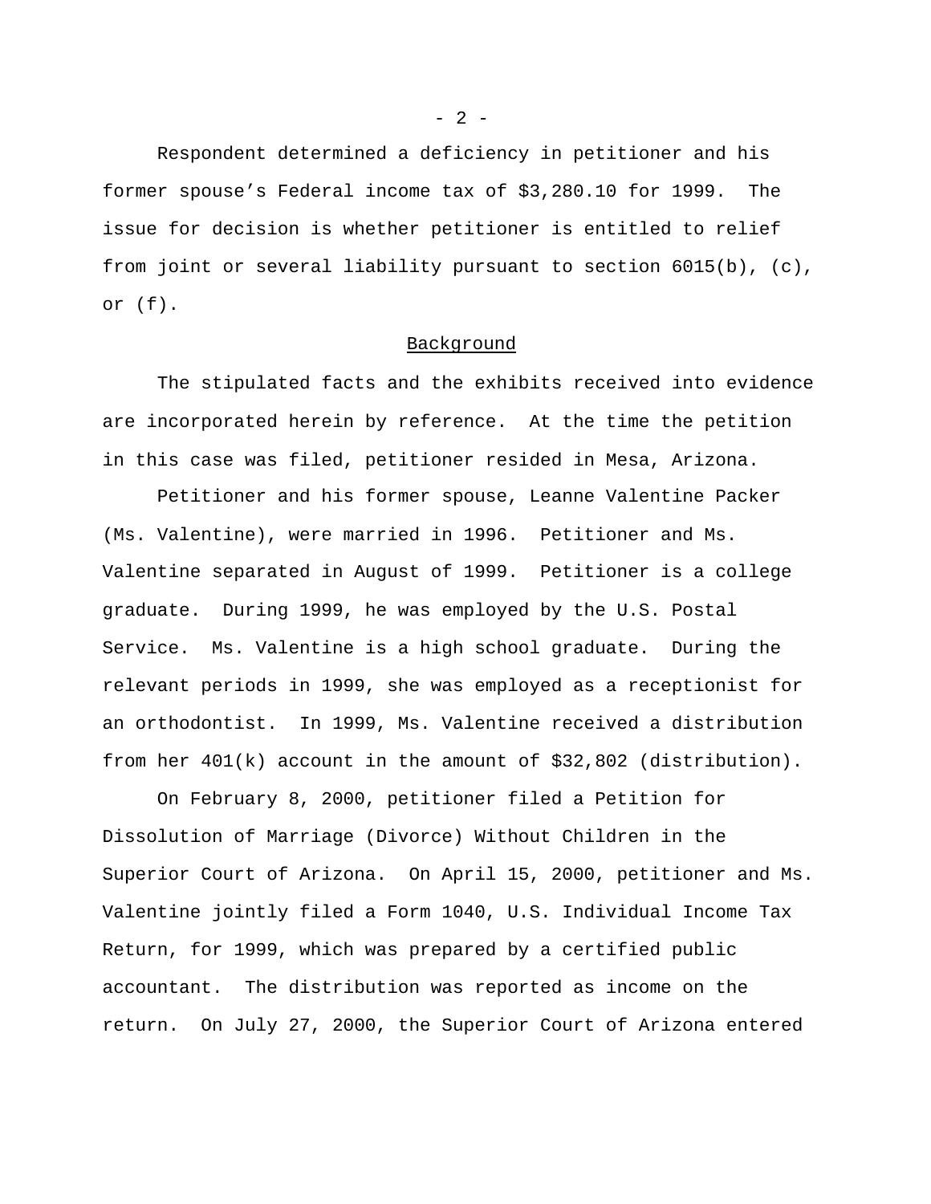Respondent determined a deficiency in petitioner and his former spouse’s Federal income tax of $3,280.10 for 1999. The issue for decision is whether petitioner is entitled to relief from joint or several liability pursuant to section 6015(b), (c), or (f).

## Background

The stipulated facts and the exhibits received into evidence are incorporated herein by reference. At the time the petition in this case was filed, petitioner resided in Mesa, Arizona.

Petitioner and his former spouse, Leanne Valentine Packer (Ms. Valentine), were married in 1996. Petitioner and Ms. Valentine separated in August of 1999. Petitioner is a college graduate. During 1999, he was employed by the U.S. Postal Service. Ms. Valentine is a high school graduate. During the relevant periods in 1999, she was employed as a receptionist for an orthodontist. In 1999, Ms. Valentine received a distribution from her 401(k) account in the amount of $32,802 (distribution).

On February 8, 2000, petitioner filed a Petition for Dissolution of Marriage (Divorce) Without Children in the Superior Court of Arizona. On April 15, 2000, petitioner and Ms. Valentine jointly filed a Form 1040, U.S. Individual Income Tax Return, for 1999, which was prepared by a certified public accountant. The distribution was reported as income on the return. On July 27, 2000, the Superior Court of Arizona entered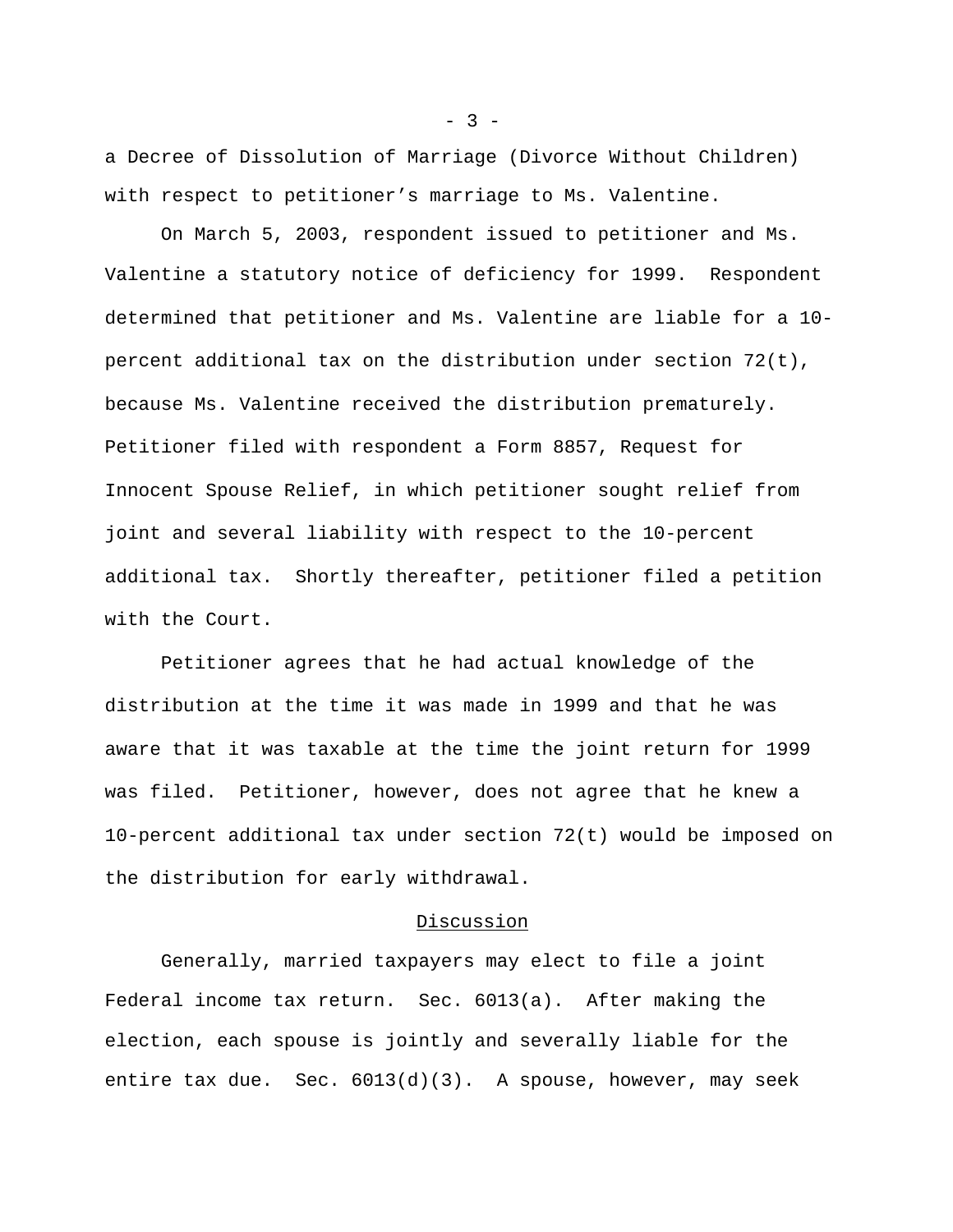a Decree of Dissolution of Marriage (Divorce Without Children) with respect to petitioner's marriage to Ms. Valentine.

On March 5, 2003, respondent issued to petitioner and Ms. Valentine a statutory notice of deficiency for 1999. Respondent determined that petitioner and Ms. Valentine are liable for a 10-percent additional tax on the distribution under section 72(t), because Ms. Valentine received the distribution prematurely. Petitioner filed with respondent a Form 8857, Request for Innocent Spouse Relief, in which petitioner sought relief from joint and several liability with respect to the 10-percent additional tax. Shortly thereafter, petitioner filed a petition with the Court.

Petitioner agrees that he had actual knowledge of the distribution at the time it was made in 1999 and that he was aware that it was taxable at the time the joint return for 1999 was filed. Petitioner, however, does not agree that he knew a 10-percent additional tax under section 72(t) would be imposed on the distribution for early withdrawal.

## Discussion

Generally, married taxpayers may elect to file a joint Federal income tax return. Sec. 6013(a). After making the election, each spouse is jointly and severally liable for the entire tax due. Sec. 6013(d)(3). A spouse, however, may seek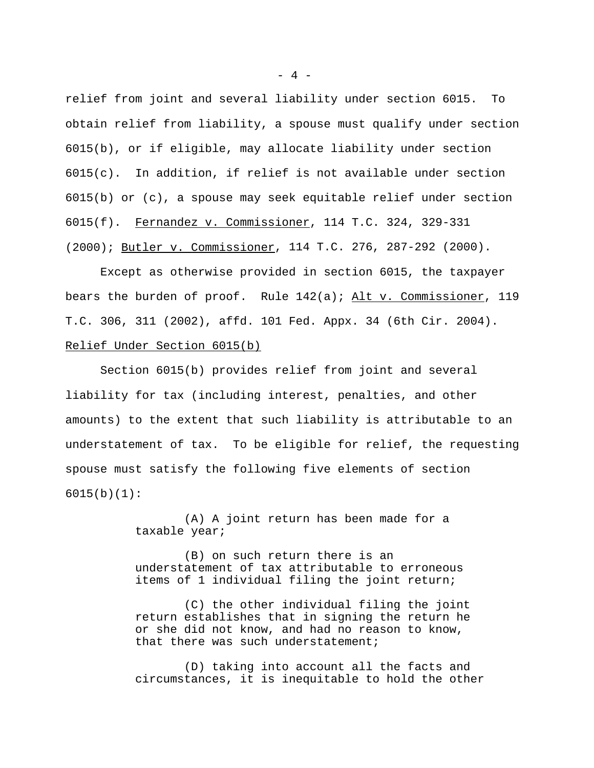relief from joint and several liability under section 6015. To obtain relief from liability, a spouse must qualify under section 6015(b), or if eligible, may allocate liability under section 6015(c). In addition, if relief is not available under section 6015(b) or (c), a spouse may seek equitable relief under section 6015(f). Fernandez v. Commissioner, 114 T.C. 324, 329-331 (2000); Butler v. Commissioner, 114 T.C. 276, 287-292 (2000).

Except as otherwise provided in section 6015, the taxpayer bears the burden of proof. Rule 142(a); Alt v. Commissioner, 119 T.C. 306, 311 (2002), affd. 101 Fed. Appx. 34 (6th Cir. 2004).

Relief Under Section 6015(b)

Section 6015(b) provides relief from joint and several liability for tax (including interest, penalties, and other amounts) to the extent that such liability is attributable to an understatement of tax. To be eligible for relief, the requesting spouse must satisfy the following five elements of section 6015(b)(1):

> (A) A joint return has been made for a taxable year;
>
> (B) on such return there is an understatement of tax attributable to erroneous items of 1 individual filing the joint return;
>
> (C) the other individual filing the joint return establishes that in signing the return he or she did not know, and had no reason to know, that there was such understatement;
>
> (D) taking into account all the facts and circumstances, it is inequitable to hold the other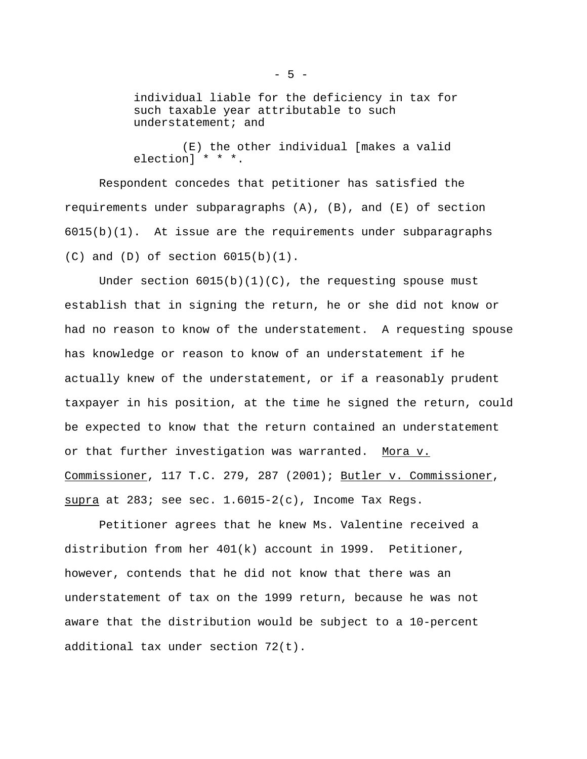> individual liable for the deficiency in tax for such taxable year attributable to such understatement; and
>
> (E) the other individual [makes a valid election] * * *.

Respondent concedes that petitioner has satisfied the requirements under subparagraphs (A), (B), and (E) of section 6015(b)(1). At issue are the requirements under subparagraphs (C) and (D) of section 6015(b)(1).

Under section 6015(b)(1)(C), the requesting spouse must establish that in signing the return, he or she did not know or had no reason to know of the understatement. A requesting spouse has knowledge or reason to know of an understatement if he actually knew of the understatement, or if a reasonably prudent taxpayer in his position, at the time he signed the return, could be expected to know that the return contained an understatement or that further investigation was warranted. Mora v. Commissioner, 117 T.C. 279, 287 (2001); Butler v. Commissioner, supra at 283; see sec. 1.6015-2(c), Income Tax Regs.

Petitioner agrees that he knew Ms. Valentine received a distribution from her 401(k) account in 1999. Petitioner, however, contends that he did not know that there was an understatement of tax on the 1999 return, because he was not aware that the distribution would be subject to a 10-percent additional tax under section 72(t).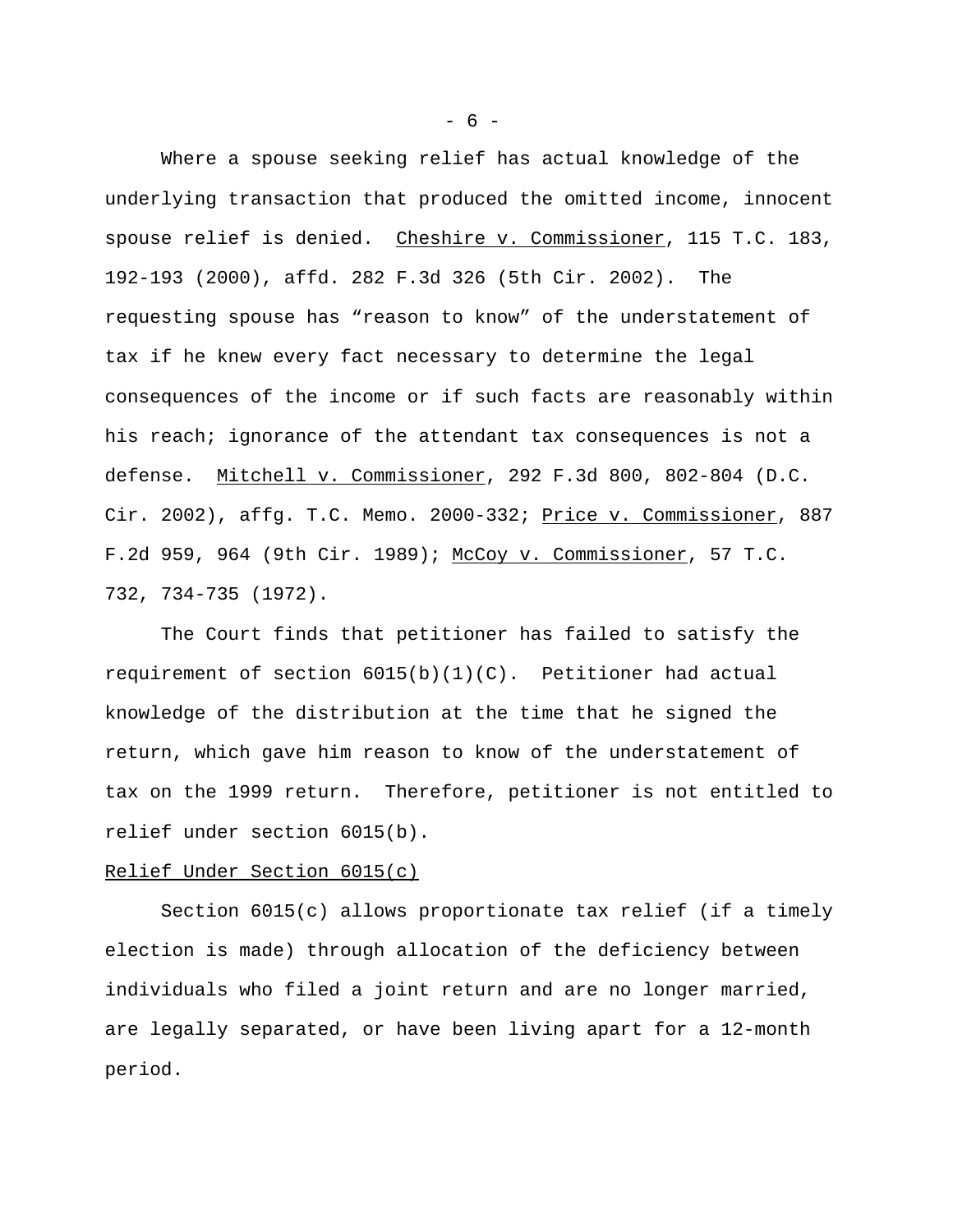Where a spouse seeking relief has actual knowledge of the underlying transaction that produced the omitted income, innocent spouse relief is denied. Cheshire v. Commissioner, 115 T.C. 183, 192-193 (2000), affd. 282 F.3d 326 (5th Cir. 2002). The requesting spouse has "reason to know" of the understatement of tax if he knew every fact necessary to determine the legal consequences of the income or if such facts are reasonably within his reach; ignorance of the attendant tax consequences is not a defense. Mitchell v. Commissioner, 292 F.3d 800, 802-804 (D.C. Cir. 2002), affg. T.C. Memo. 2000-332; Price v. Commissioner, 887 F.2d 959, 964 (9th Cir. 1989); McCoy v. Commissioner, 57 T.C. 732, 734-735 (1972).

The Court finds that petitioner has failed to satisfy the requirement of section 6015(b)(1)(C). Petitioner had actual knowledge of the distribution at the time that he signed the return, which gave him reason to know of the understatement of tax on the 1999 return. Therefore, petitioner is not entitled to relief under section 6015(b).

Relief Under Section 6015(c)

Section 6015(c) allows proportionate tax relief (if a timely election is made) through allocation of the deficiency between individuals who filed a joint return and are no longer married, are legally separated, or have been living apart for a 12-month period.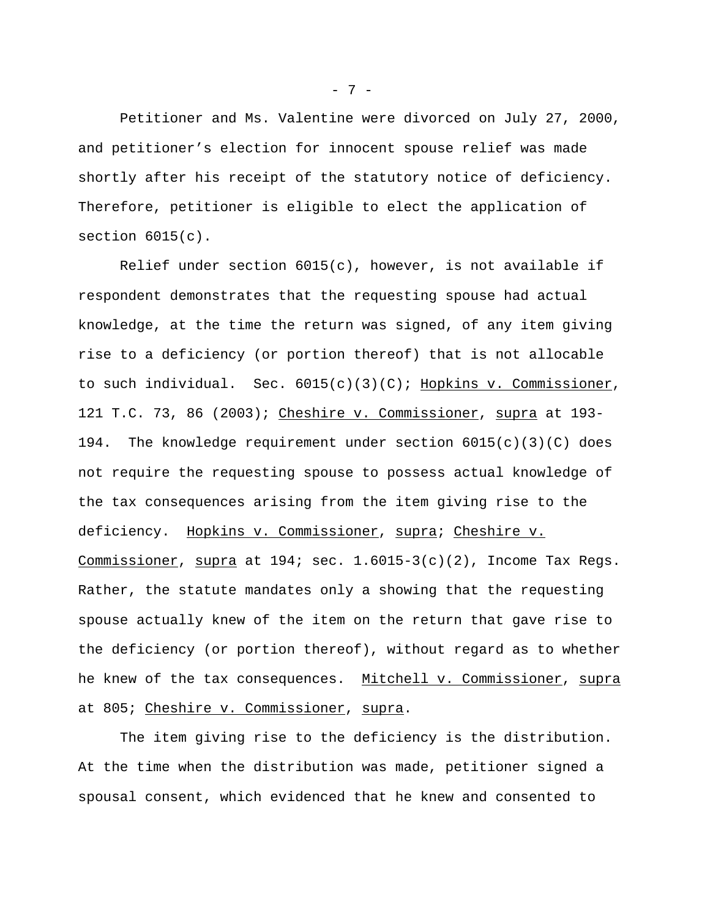Petitioner and Ms. Valentine were divorced on July 27, 2000, and petitioner's election for innocent spouse relief was made shortly after his receipt of the statutory notice of deficiency. Therefore, petitioner is eligible to elect the application of section 6015(c).

Relief under section 6015(c), however, is not available if respondent demonstrates that the requesting spouse had actual knowledge, at the time the return was signed, of any item giving rise to a deficiency (or portion thereof) that is not allocable to such individual. Sec. 6015(c)(3)(C); Hopkins v. Commissioner, 121 T.C. 73, 86 (2003); Cheshire v. Commissioner, supra at 193-194. The knowledge requirement under section 6015(c)(3)(C) does not require the requesting spouse to possess actual knowledge of the tax consequences arising from the item giving rise to the deficiency. Hopkins v. Commissioner, supra; Cheshire v. Commissioner, supra at 194; sec. 1.6015-3(c)(2), Income Tax Regs. Rather, the statute mandates only a showing that the requesting spouse actually knew of the item on the return that gave rise to the deficiency (or portion thereof), without regard as to whether he knew of the tax consequences. Mitchell v. Commissioner, supra at 805; Cheshire v. Commissioner, supra.

The item giving rise to the deficiency is the distribution. At the time when the distribution was made, petitioner signed a spousal consent, which evidenced that he knew and consented to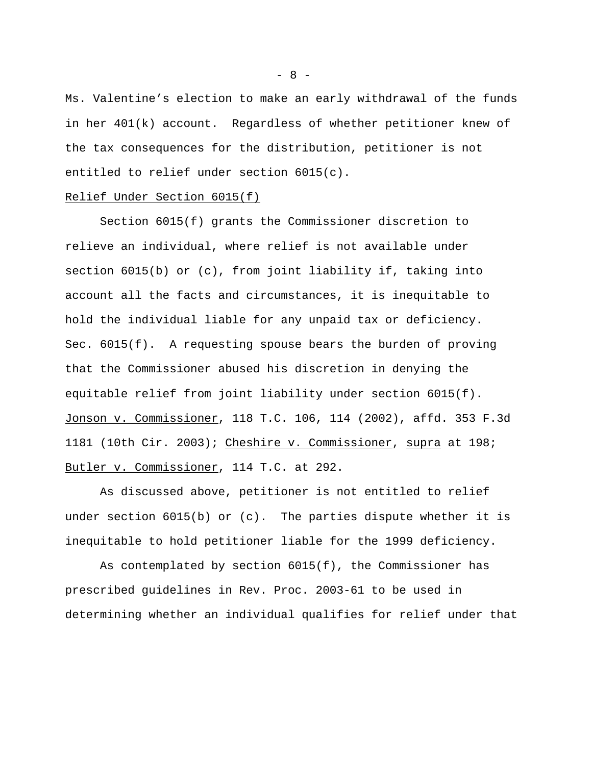Ms. Valentine's election to make an early withdrawal of the funds in her 401(k) account. Regardless of whether petitioner knew of the tax consequences for the distribution, petitioner is not entitled to relief under section 6015(c).

Relief Under Section 6015(f)

Section 6015(f) grants the Commissioner discretion to relieve an individual, where relief is not available under section 6015(b) or (c), from joint liability if, taking into account all the facts and circumstances, it is inequitable to hold the individual liable for any unpaid tax or deficiency. Sec. 6015(f). A requesting spouse bears the burden of proving that the Commissioner abused his discretion in denying the equitable relief from joint liability under section 6015(f). Jonson v. Commissioner, 118 T.C. 106, 114 (2002), affd. 353 F.3d 1181 (10th Cir. 2003); Cheshire v. Commissioner, supra at 198; Butler v. Commissioner, 114 T.C. at 292.

As discussed above, petitioner is not entitled to relief under section 6015(b) or (c). The parties dispute whether it is inequitable to hold petitioner liable for the 1999 deficiency.

As contemplated by section 6015(f), the Commissioner has prescribed guidelines in Rev. Proc. 2003-61 to be used in determining whether an individual qualifies for relief under that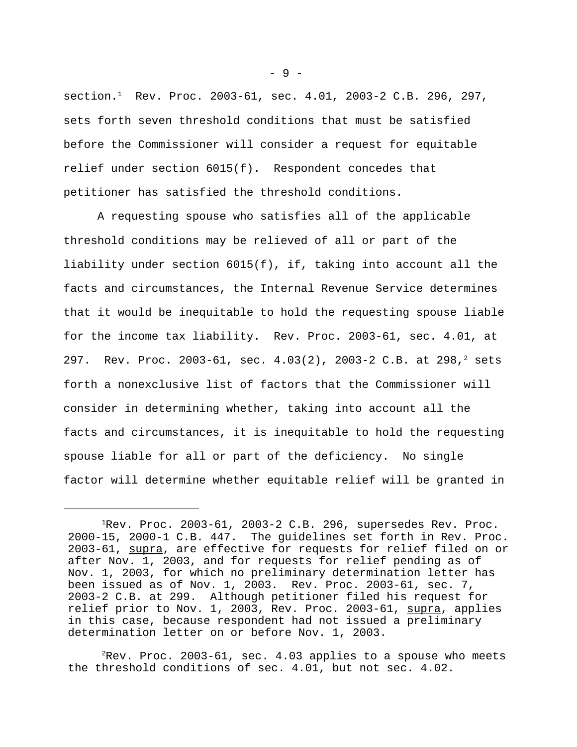section.[1] Rev. Proc. 2003-61, sec. 4.01, 2003-2 C.B. 296, 297, sets forth seven threshold conditions that must be satisfied before the Commissioner will consider a request for equitable relief under section 6015(f). Respondent concedes that petitioner has satisfied the threshold conditions.

A requesting spouse who satisfies all of the applicable threshold conditions may be relieved of all or part of the liability under section 6015(f), if, taking into account all the facts and circumstances, the Internal Revenue Service determines that it would be inequitable to hold the requesting spouse liable for the income tax liability. Rev. Proc. 2003-61, sec. 4.01, at 297. Rev. Proc. 2003-61, sec. 4.03(2), 2003-2 C.B. at 298,[2] sets forth a nonexclusive list of factors that the Commissioner will consider in determining whether, taking into account all the facts and circumstances, it is inequitable to hold the requesting spouse liable for all or part of the deficiency. No single factor will determine whether equitable relief will be granted in

---

[1] Rev. Proc. 2003-61, 2003-2 C.B. 296, supersedes Rev. Proc. 2000-15, 2000-1 C.B. 447. The guidelines set forth in Rev. Proc. 2003-61, supra, are effective for requests for relief filed on or after Nov. 1, 2003, and for requests for relief pending as of Nov. 1, 2003, for which no preliminary determination letter has been issued as of Nov. 1, 2003. Rev. Proc. 2003-61, sec. 7, 2003-2 C.B. at 299. Although petitioner filed his request for relief prior to Nov. 1, 2003, Rev. Proc. 2003-61, supra, applies in this case, because respondent had not issued a preliminary determination letter on or before Nov. 1, 2003.

[2] Rev. Proc. 2003-61, sec. 4.03 applies to a spouse who meets the threshold conditions of sec. 4.01, but not sec. 4.02.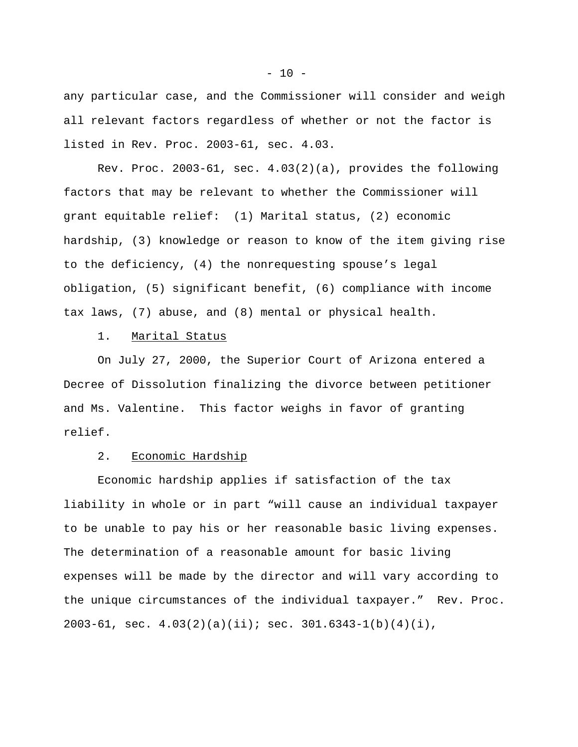any particular case, and the Commissioner will consider and weigh all relevant factors regardless of whether or not the factor is listed in Rev. Proc. 2003-61, sec. 4.03.

Rev. Proc. 2003-61, sec. 4.03(2)(a), provides the following factors that may be relevant to whether the Commissioner will grant equitable relief: (1) Marital status, (2) economic hardship, (3) knowledge or reason to know of the item giving rise to the deficiency, (4) the nonrequesting spouse's legal obligation, (5) significant benefit, (6) compliance with income tax laws, (7) abuse, and (8) mental or physical health.

1. Marital Status

On July 27, 2000, the Superior Court of Arizona entered a Decree of Dissolution finalizing the divorce between petitioner and Ms. Valentine. This factor weighs in favor of granting relief.

2. Economic Hardship

Economic hardship applies if satisfaction of the tax liability in whole or in part "will cause an individual taxpayer to be unable to pay his or her reasonable basic living expenses. The determination of a reasonable amount for basic living expenses will be made by the director and will vary according to the unique circumstances of the individual taxpayer." Rev. Proc. 2003-61, sec. 4.03(2)(a)(ii); sec. 301.6343-1(b)(4)(i),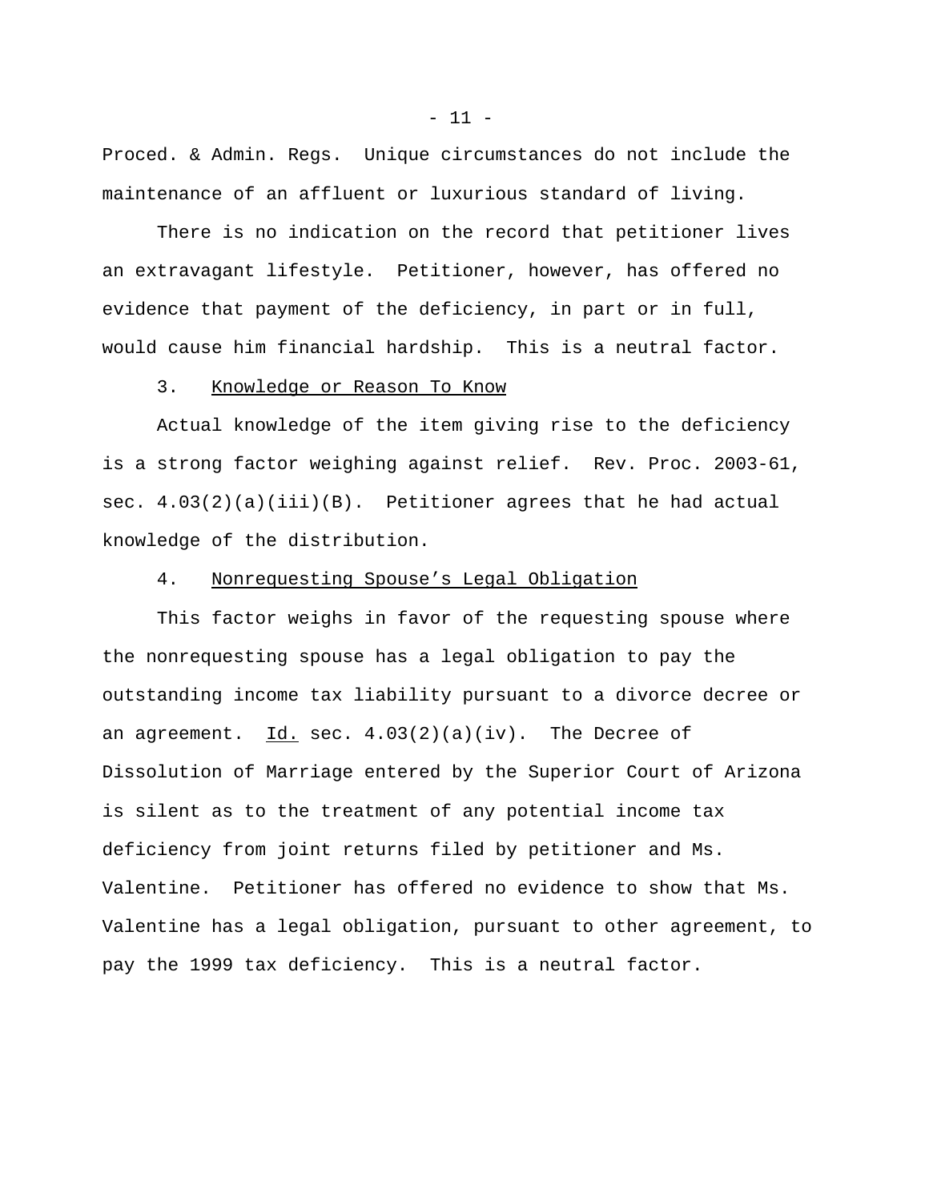Proced. & Admin. Regs. Unique circumstances do not include the maintenance of an affluent or luxurious standard of living.

There is no indication on the record that petitioner lives an extravagant lifestyle. Petitioner, however, has offered no evidence that payment of the deficiency, in part or in full, would cause him financial hardship. This is a neutral factor.

3. Knowledge or Reason To Know

Actual knowledge of the item giving rise to the deficiency is a strong factor weighing against relief. Rev. Proc. 2003-61, sec. 4.03(2)(a)(iii)(B). Petitioner agrees that he had actual knowledge of the distribution.

4. Nonrequesting Spouse's Legal Obligation

This factor weighs in favor of the requesting spouse where the nonrequesting spouse has a legal obligation to pay the outstanding income tax liability pursuant to a divorce decree or an agreement. Id. sec. 4.03(2)(a)(iv). The Decree of Dissolution of Marriage entered by the Superior Court of Arizona is silent as to the treatment of any potential income tax deficiency from joint returns filed by petitioner and Ms. Valentine. Petitioner has offered no evidence to show that Ms. Valentine has a legal obligation, pursuant to other agreement, to pay the 1999 tax deficiency. This is a neutral factor.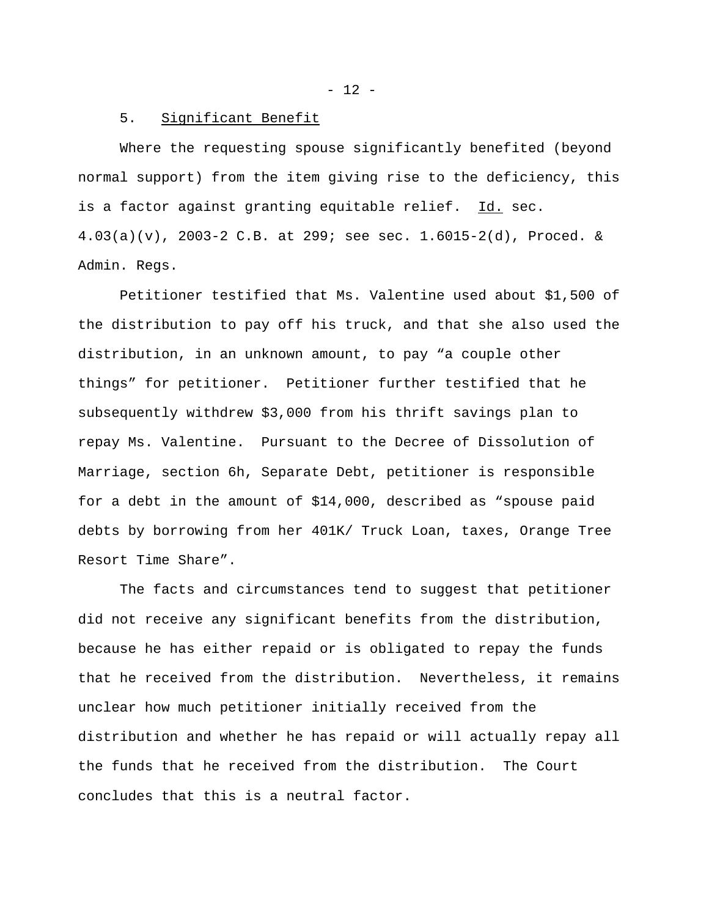5. Significant Benefit

Where the requesting spouse significantly benefited (beyond normal support) from the item giving rise to the deficiency, this is a factor against granting equitable relief. Id. sec. 4.03(a)(v), 2003-2 C.B. at 299; see sec. 1.6015-2(d), Proced. & Admin. Regs.

Petitioner testified that Ms. Valentine used about $1,500 of the distribution to pay off his truck, and that she also used the distribution, in an unknown amount, to pay "a couple other things" for petitioner. Petitioner further testified that he subsequently withdrew $3,000 from his thrift savings plan to repay Ms. Valentine. Pursuant to the Decree of Dissolution of Marriage, section 6h, Separate Debt, petitioner is responsible for a debt in the amount of $14,000, described as "spouse paid debts by borrowing from her 401K/ Truck Loan, taxes, Orange Tree Resort Time Share".

The facts and circumstances tend to suggest that petitioner did not receive any significant benefits from the distribution, because he has either repaid or is obligated to repay the funds that he received from the distribution. Nevertheless, it remains unclear how much petitioner initially received from the distribution and whether he has repaid or will actually repay all the funds that he received from the distribution. The Court concludes that this is a neutral factor.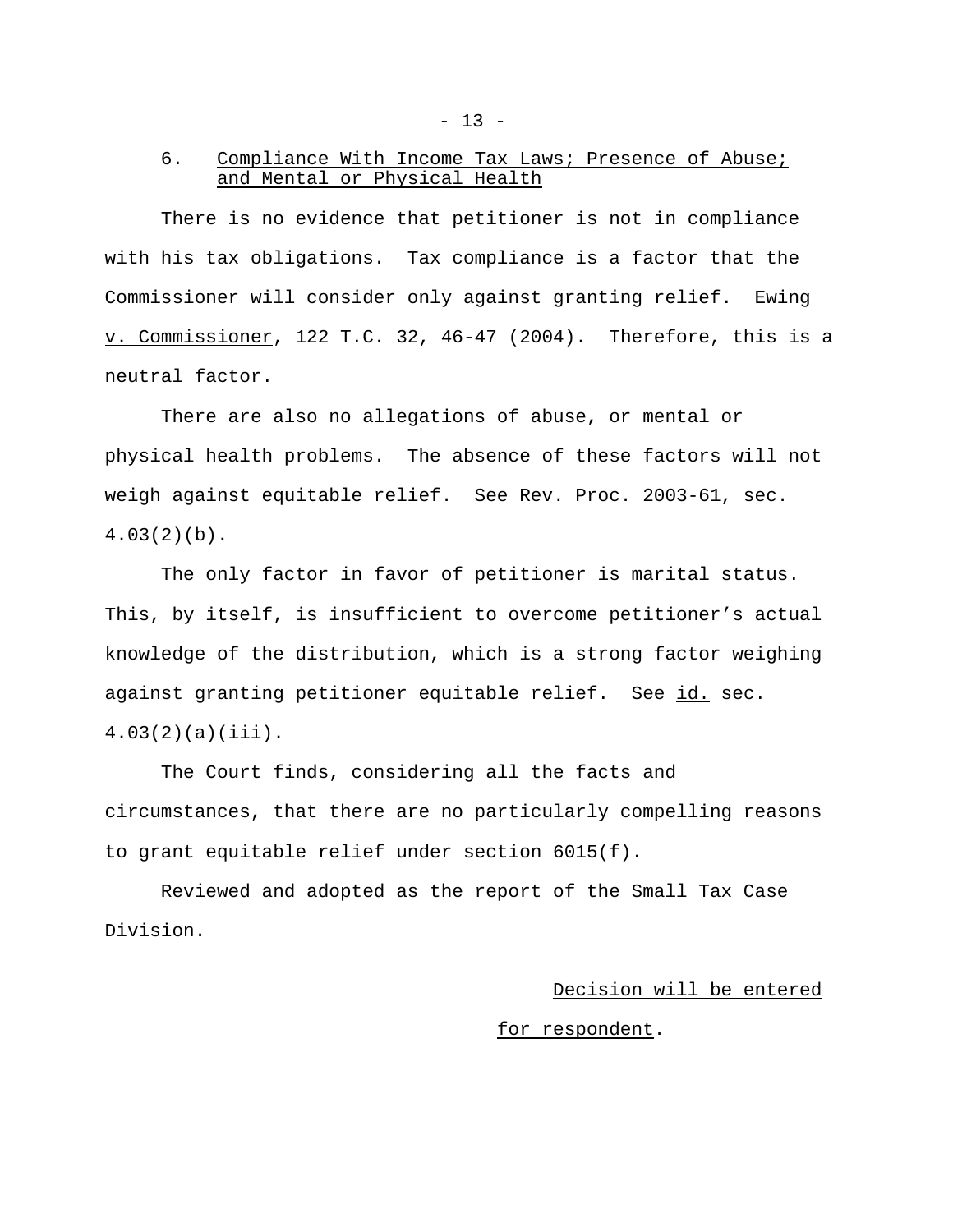### 6. Compliance With Income Tax Laws; Presence of Abuse; and Mental or Physical Health

There is no evidence that petitioner is not in compliance with his tax obligations. Tax compliance is a factor that the Commissioner will consider only against granting relief. Ewing v. Commissioner, 122 T.C. 32, 46-47 (2004). Therefore, this is a neutral factor.

There are also no allegations of abuse, or mental or physical health problems. The absence of these factors will not weigh against equitable relief. See Rev. Proc. 2003-61, sec. 4.03(2)(b).

The only factor in favor of petitioner is marital status. This, by itself, is insufficient to overcome petitioner's actual knowledge of the distribution, which is a strong factor weighing against granting petitioner equitable relief. See id. sec. 4.03(2)(a)(iii).

The Court finds, considering all the facts and circumstances, that there are no particularly compelling reasons to grant equitable relief under section 6015(f).

Reviewed and adopted as the report of the Small Tax Case Division.

Decision will be entered for respondent.